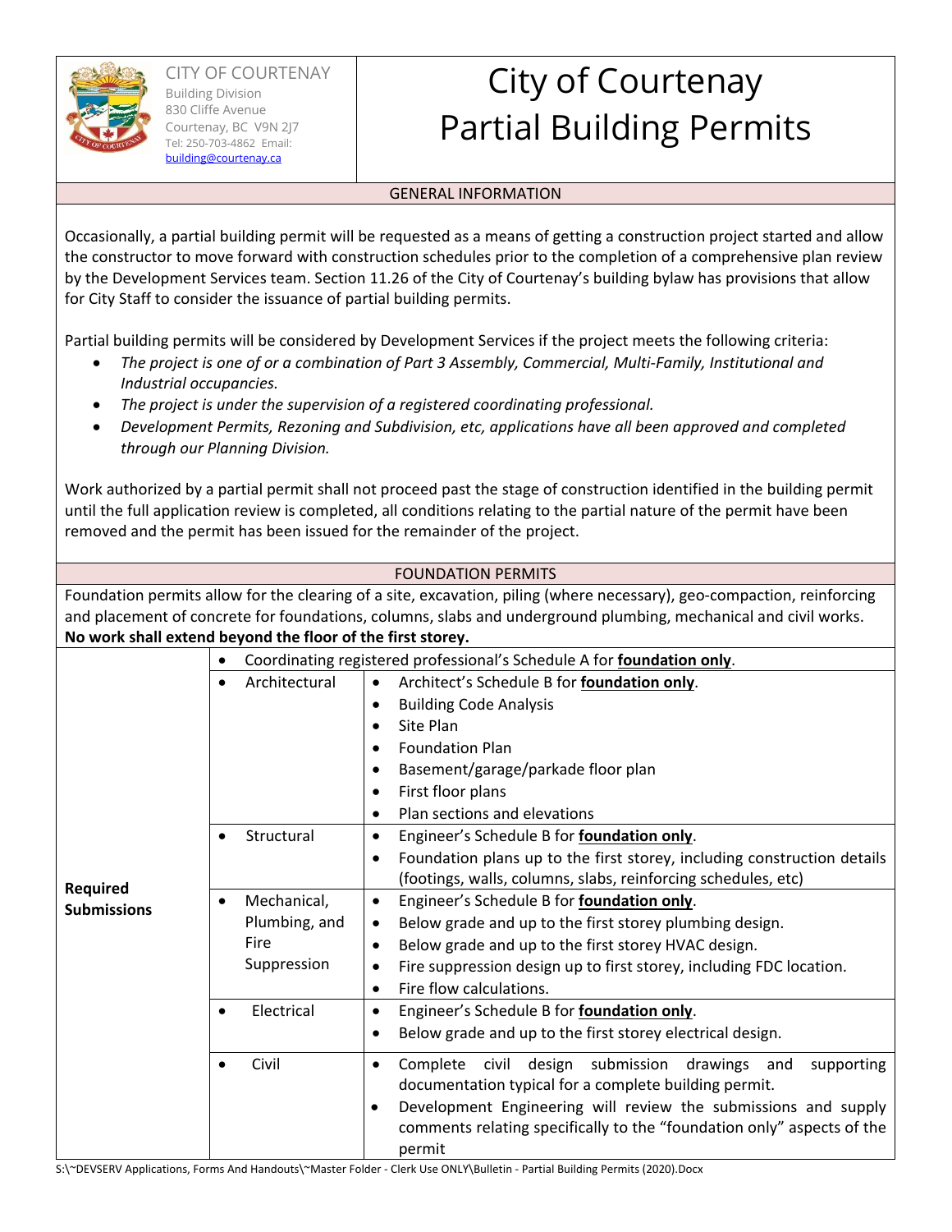CITY OF COURTENAY
Building Division
830 Cliffe Avenue
Courtenay, BC V9N 2J7
Tel: 250-703-4862 Email: building@courtenay.ca

# City of Courtenay Partial Building Permits

## GENERAL INFORMATION

Occasionally, a partial building permit will be requested as a means of getting a construction project started and allow the constructor to move forward with construction schedules prior to the completion of a comprehensive plan review by the Development Services team. Section 11.26 of the City of Courtenay's building bylaw has provisions that allow for City Staff to consider the issuance of partial building permits.

Partial building permits will be considered by Development Services if the project meets the following criteria:

- *The project is one of or a combination of Part 3 Assembly, Commercial, Multi-Family, Institutional and Industrial occupancies.*
- *The project is under the supervision of a registered coordinating professional.*
- *Development Permits, Rezoning and Subdivision, etc, applications have all been approved and completed through our Planning Division.*

Work authorized by a partial permit shall not proceed past the stage of construction identified in the building permit until the full application review is completed, all conditions relating to the partial nature of the permit have been removed and the permit has been issued for the remainder of the project.

## FOUNDATION PERMITS

Foundation permits allow for the clearing of a site, excavation, piling (where necessary), geo-compaction, reinforcing and placement of concrete for foundations, columns, slabs and underground plumbing, mechanical and civil works. **No work shall extend beyond the floor of the first storey.**

| | | |
|---|---|---|
| **Required Submissions** | • Coordinating registered professional's Schedule A for **foundation only**. | |
| | • Architectural | • Architect's Schedule B for **foundation only**.<br>• Building Code Analysis<br>• Site Plan<br>• Foundation Plan<br>• Basement/garage/parkade floor plan<br>• First floor plans<br>• Plan sections and elevations |
| | • Structural | • Engineer's Schedule B for **foundation only**.<br>• Foundation plans up to the first storey, including construction details (footings, walls, columns, slabs, reinforcing schedules, etc) |
| | • Mechanical, Plumbing, and Fire Suppression | • Engineer's Schedule B for **foundation only**.<br>• Below grade and up to the first storey plumbing design.<br>• Below grade and up to the first storey HVAC design.<br>• Fire suppression design up to first storey, including FDC location.<br>• Fire flow calculations. |
| | • Electrical | • Engineer's Schedule B for **foundation only**.<br>• Below grade and up to the first storey electrical design. |
| | • Civil | • Complete civil design submission drawings and supporting documentation typical for a complete building permit.<br>• Development Engineering will review the submissions and supply comments relating specifically to the "foundation only" aspects of the permit |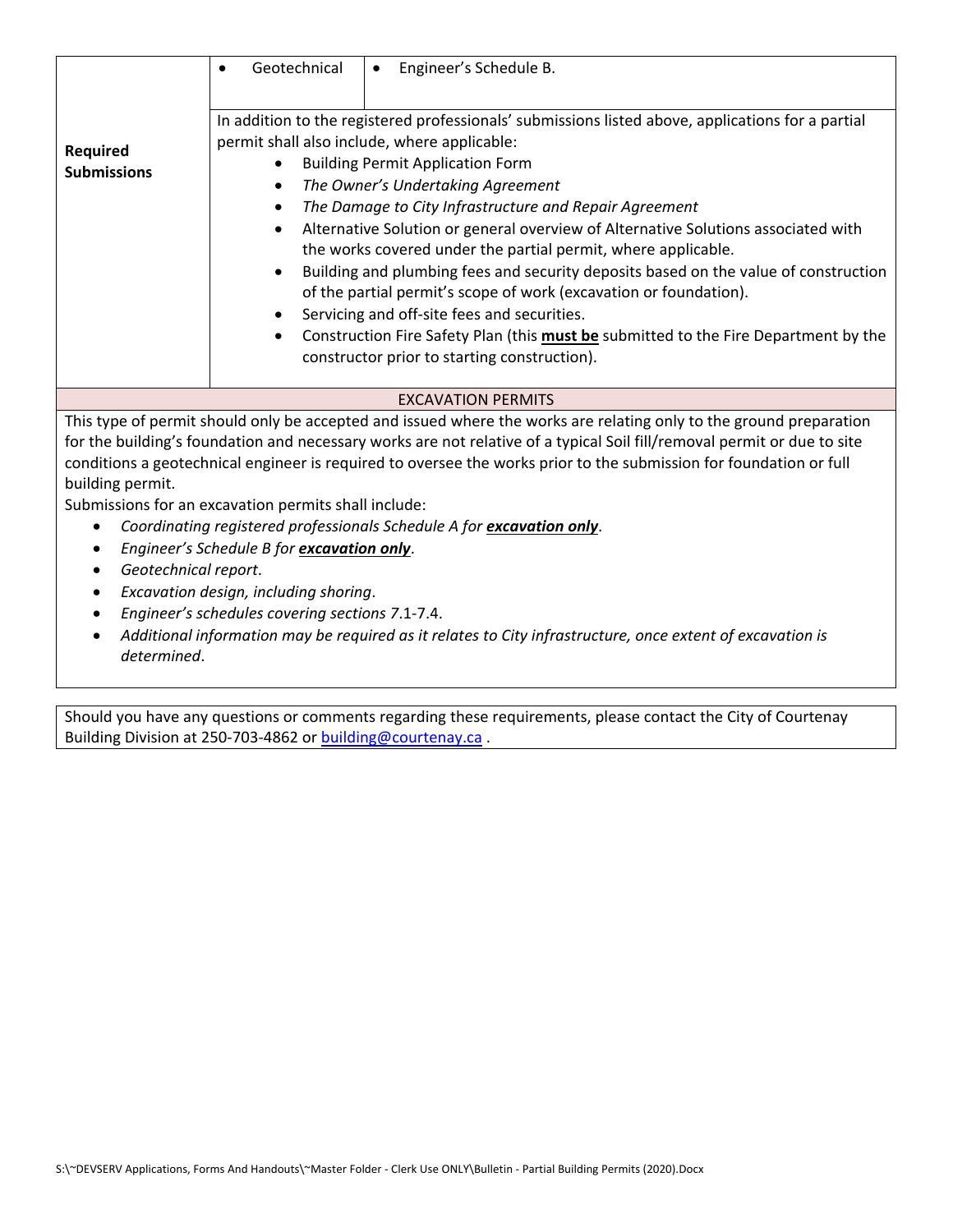| | | |
|---|---|---|
| | • Geotechnical | • Engineer's Schedule B. |
| **Required Submissions** | In addition to the registered professionals' submissions listed above, applications for a partial permit shall also include, where applicable:<br>• Building Permit Application Form<br>• *The Owner's Undertaking Agreement*<br>• *The Damage to City Infrastructure and Repair Agreement*<br>• Alternative Solution or general overview of Alternative Solutions associated with the works covered under the partial permit, where applicable.<br>• Building and plumbing fees and security deposits based on the value of construction of the partial permit's scope of work (excavation or foundation).<br>• Servicing and off-site fees and securities.<br>• Construction Fire Safety Plan (this **<u>must be</u>** submitted to the Fire Department by the constructor prior to starting construction). | |

## EXCAVATION PERMITS

This type of permit should only be accepted and issued where the works are relating only to the ground preparation for the building's foundation and necessary works are not relative of a typical Soil fill/removal permit or due to site conditions a geotechnical engineer is required to oversee the works prior to the submission for foundation or full building permit.

Submissions for an excavation permits shall include:

- *Coordinating registered professionals Schedule A for **<u>excavation only</u>**.*
- *Engineer's Schedule B for **<u>excavation only</u>**.*
- *Geotechnical report.*
- *Excavation design, including shoring.*
- *Engineer's schedules covering sections* 7.1-7.4.
- *Additional information may be required as it relates to City infrastructure, once extent of excavation is determined.*

Should you have any questions or comments regarding these requirements, please contact the City of Courtenay Building Division at 250-703-4862 or building@courtenay.ca .

S:\~DEVSERV Applications, Forms And Handouts\~Master Folder - Clerk Use ONLY\Bulletin - Partial Building Permits (2020).Docx